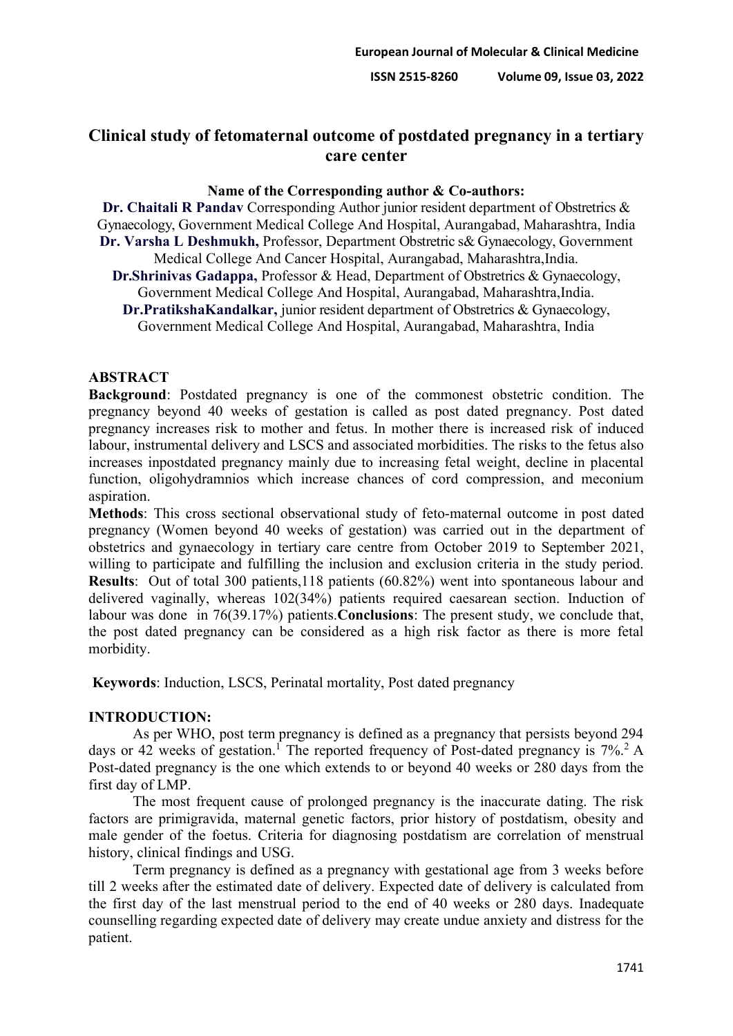# Clinical study of fetomaternal outcome of postdated pregnancy in a tertiary care center

**Name of the Corresponding author & Co-authors:**

**Dr. Chaitali R Pandav** Corresponding Author junior resident department of Obstretrics & Gynaecology, Government Medical College And Hospital, Aurangabad, Maharashtra, India

**Dr. Varsha L Deshmukh,** Professor, Department Obstretric s& Gynaecology, Government Medical College And Cancer Hospital, Aurangabad, Maharashtra,India.

**Dr.Shrinivas Gadappa,** Professor & Head, Department of Obstretrics & Gynaecology, Government Medical College And Hospital, Aurangabad, Maharashtra,India.

**Dr.PratikshaKandalkar,** junior resident department of Obstretrics & Gynaecology, Government Medical College And Hospital, Aurangabad, Maharashtra, India

## ABSTRACT

**Background**: Postdated pregnancy is one of the commonest obstetric condition. The pregnancy beyond 40 weeks of gestation is called as post dated pregnancy. Post dated pregnancy increases risk to mother and fetus. In mother there is increased risk of induced labour, instrumental delivery and LSCS and associated morbidities. The risks to the fetus also increases inpostdated pregnancy mainly due to increasing fetal weight, decline in placental function, oligohydramnios which increase chances of cord compression, and meconium aspiration.

**Methods**: This cross sectional observational study of feto-maternal outcome in post dated pregnancy (Women beyond 40 weeks of gestation) was carried out in the department of obstetrics and gynaecology in tertiary care centre from October 2019 to September 2021, willing to participate and fulfilling the inclusion and exclusion criteria in the study period.

**Results**: Out of total 300 patients,118 patients (60.82%) went into spontaneous labour and delivered vaginally, whereas 102(34%) patients required caesarean section. Induction of labour was done in 76(39.17%) patients.**Conclusions**: The present study, we conclude that, the post dated pregnancy can be considered as a high risk factor as there is more fetal morbidity.

**Keywords**: Induction, LSCS, Perinatal mortality, Post dated pregnancy

## INTRODUCTION:

As per WHO, post term pregnancy is defined as a pregnancy that persists beyond 294 days or 42 weeks of gestation.[1] The reported frequency of Post-dated pregnancy is 7%.[2] A Post-dated pregnancy is the one which extends to or beyond 40 weeks or 280 days from the first day of LMP.

The most frequent cause of prolonged pregnancy is the inaccurate dating. The risk factors are primigravida, maternal genetic factors, prior history of postdatism, obesity and male gender of the foetus. Criteria for diagnosing postdatism are correlation of menstrual history, clinical findings and USG.

Term pregnancy is defined as a pregnancy with gestational age from 3 weeks before till 2 weeks after the estimated date of delivery. Expected date of delivery is calculated from the first day of the last menstrual period to the end of 40 weeks or 280 days. Inadequate counselling regarding expected date of delivery may create undue anxiety and distress for the patient.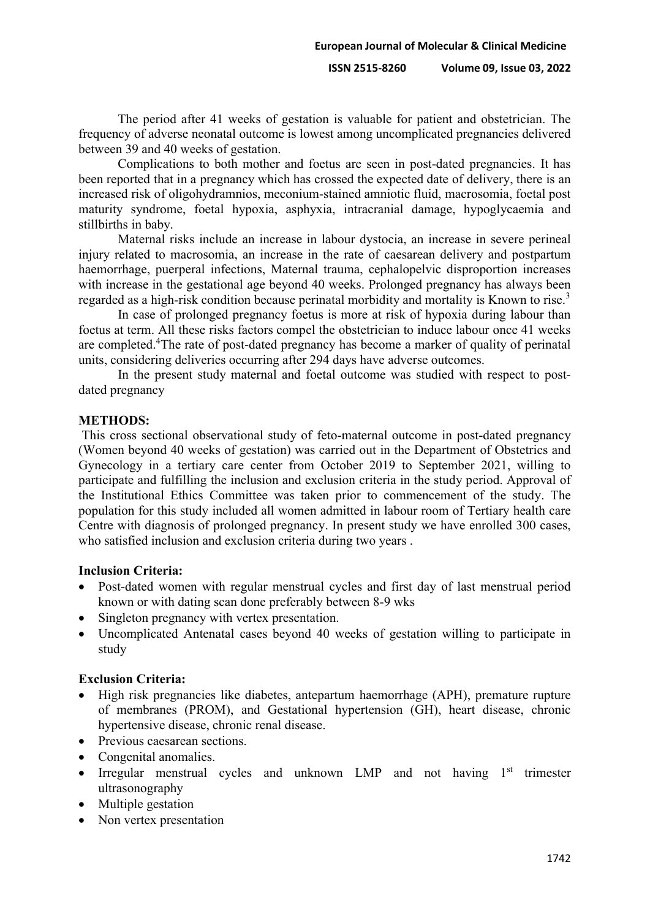The period after 41 weeks of gestation is valuable for patient and obstetrician. The frequency of adverse neonatal outcome is lowest among uncomplicated pregnancies delivered between 39 and 40 weeks of gestation.

Complications to both mother and foetus are seen in post-dated pregnancies. It has been reported that in a pregnancy which has crossed the expected date of delivery, there is an increased risk of oligohydramnios, meconium-stained amniotic fluid, macrosomia, foetal post maturity syndrome, foetal hypoxia, asphyxia, intracranial damage, hypoglycaemia and stillbirths in baby.

Maternal risks include an increase in labour dystocia, an increase in severe perineal injury related to macrosomia, an increase in the rate of caesarean delivery and postpartum haemorrhage, puerperal infections, Maternal trauma, cephalopelvic disproportion increases with increase in the gestational age beyond 40 weeks. Prolonged pregnancy has always been regarded as a high-risk condition because perinatal morbidity and mortality is Known to rise.[3]

In case of prolonged pregnancy foetus is more at risk of hypoxia during labour than foetus at term. All these risks factors compel the obstetrician to induce labour once 41 weeks are completed.[4]The rate of post-dated pregnancy has become a marker of quality of perinatal units, considering deliveries occurring after 294 days have adverse outcomes.

In the present study maternal and foetal outcome was studied with respect to post-dated pregnancy

## METHODS:

This cross sectional observational study of feto-maternal outcome in post-dated pregnancy (Women beyond 40 weeks of gestation) was carried out in the Department of Obstetrics and Gynecology in a tertiary care center from October 2019 to September 2021, willing to participate and fulfilling the inclusion and exclusion criteria in the study period. Approval of the Institutional Ethics Committee was taken prior to commencement of the study. The population for this study included all women admitted in labour room of Tertiary health care Centre with diagnosis of prolonged pregnancy. In present study we have enrolled 300 cases, who satisfied inclusion and exclusion criteria during two years .

### Inclusion Criteria:

- Post-dated women with regular menstrual cycles and first day of last menstrual period known or with dating scan done preferably between 8-9 wks
- Singleton pregnancy with vertex presentation.
- Uncomplicated Antenatal cases beyond 40 weeks of gestation willing to participate in study

### Exclusion Criteria:

- High risk pregnancies like diabetes, antepartum haemorrhage (APH), premature rupture of membranes (PROM), and Gestational hypertension (GH), heart disease, chronic hypertensive disease, chronic renal disease.
- Previous caesarean sections.
- Congenital anomalies.
- Irregular menstrual cycles and unknown LMP and not having 1st trimester ultrasonography
- Multiple gestation
- Non vertex presentation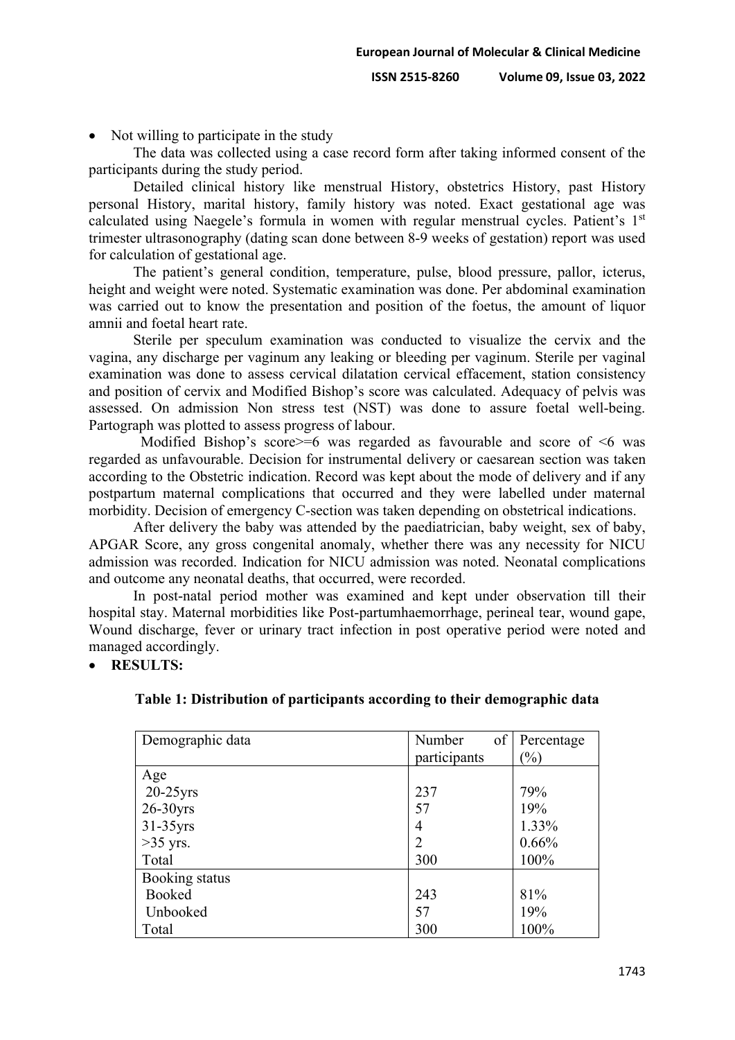- Not willing to participate in the study

The data was collected using a case record form after taking informed consent of the participants during the study period.

Detailed clinical history like menstrual History, obstetrics History, past History personal History, marital history, family history was noted. Exact gestational age was calculated using Naegele's formula in women with regular menstrual cycles. Patient's 1st trimester ultrasonography (dating scan done between 8-9 weeks of gestation) report was used for calculation of gestational age.

The patient's general condition, temperature, pulse, blood pressure, pallor, icterus, height and weight were noted. Systematic examination was done. Per abdominal examination was carried out to know the presentation and position of the foetus, the amount of liquor amnii and foetal heart rate.

Sterile per speculum examination was conducted to visualize the cervix and the vagina, any discharge per vaginum any leaking or bleeding per vaginum. Sterile per vaginal examination was done to assess cervical dilatation cervical effacement, station consistency and position of cervix and Modified Bishop's score was calculated. Adequacy of pelvis was assessed. On admission Non stress test (NST) was done to assure foetal well-being. Partograph was plotted to assess progress of labour.

Modified Bishop's score>=6 was regarded as favourable and score of <6 was regarded as unfavourable. Decision for instrumental delivery or caesarean section was taken according to the Obstetric indication. Record was kept about the mode of delivery and if any postpartum maternal complications that occurred and they were labelled under maternal morbidity. Decision of emergency C-section was taken depending on obstetrical indications.

After delivery the baby was attended by the paediatrician, baby weight, sex of baby, APGAR Score, any gross congenital anomaly, whether there was any necessity for NICU admission was recorded. Indication for NICU admission was noted. Neonatal complications and outcome any neonatal deaths, that occurred, were recorded.

In post-natal period mother was examined and kept under observation till their hospital stay. Maternal morbidities like Post-partumhaemorrhage, perineal tear, wound gape, Wound discharge, fever or urinary tract infection in post operative period were noted and managed accordingly.

- **RESULTS:**

**Table 1: Distribution of participants according to their demographic data**

| Demographic data | Number of participants | Percentage (%) |
|---|---|---|
| Age | | |
| 20-25yrs | 237 | 79% |
| 26-30yrs | 57 | 19% |
| 31-35yrs | 4 | 1.33% |
| >35 yrs. | 2 | 0.66% |
| Total | 300 | 100% |
| Booking status | | |
| Booked | 243 | 81% |
| Unbooked | 57 | 19% |
| Total | 300 | 100% |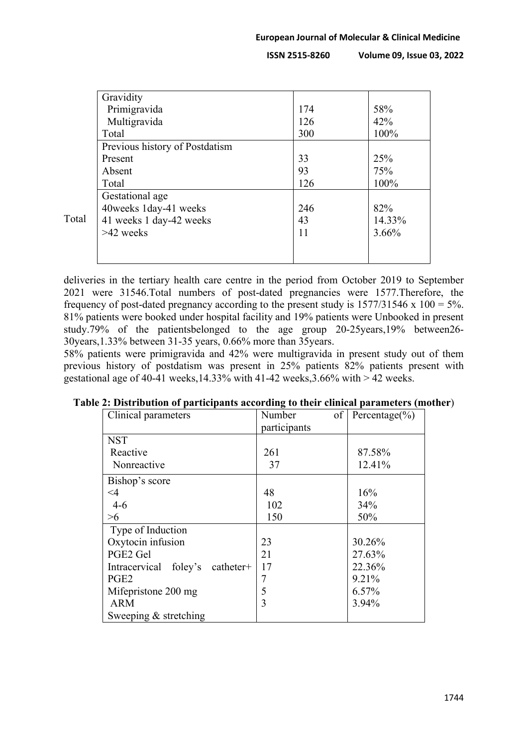| | | |
|---|---|---|
| Gravidity | | |
| Primigravida | 174 | 58% |
| Multigravida | 126 | 42% |
| Total | 300 | 100% |
| Previous history of Postdatism | | |
| Present | 33 | 25% |
| Absent | 93 | 75% |
| Total | 126 | 100% |
| Gestational age | | |
| 40weeks 1day-41 weeks | 246 | 82% |
| 41 weeks 1 day-42 weeks | 43 | 14.33% |
| >42 weeks | 11 | 3.66% |
| Total | | |

deliveries in the tertiary health care centre in the period from October 2019 to September 2021 were 31546.Total numbers of post-dated pregnancies were 1577.Therefore, the frequency of post-dated pregnancy according to the present study is 1577/31546 x 100 = 5%. 81% patients were booked under hospital facility and 19% patients were Unbooked in present study.79% of the patientsbelonged to the age group 20-25years,19% between26-30years,1.33% between 31-35 years, 0.66% more than 35years.

58% patients were primigravida and 42% were multigravida in present study out of them previous history of postdatism was present in 25% patients 82% patients present with gestational age of 40-41 weeks,14.33% with 41-42 weeks,3.66% with > 42 weeks.

**Table 2: Distribution of participants according to their clinical parameters (mother)**

| Clinical parameters | Number of participants | Percentage(%) |
|---|---|---|
| NST | | |
| Reactive | 261 | 87.58% |
| Nonreactive | 37 | 12.41% |
| Bishop's score | | |
| <4 | 48 | 16% |
| 4-6 | 102 | 34% |
| >6 | 150 | 50% |
| Type of Induction | | |
| Oxytocin infusion | 23 | 30.26% |
| PGE2 Gel | 21 | 27.63% |
| Intracervical foley's catheter+ PGE2 | 17 | 22.36% |
| Mifepristone 200 mg | 7 | 9.21% |
| ARM | 5 | 6.57% |
| Sweeping & stretching | 3 | 3.94% |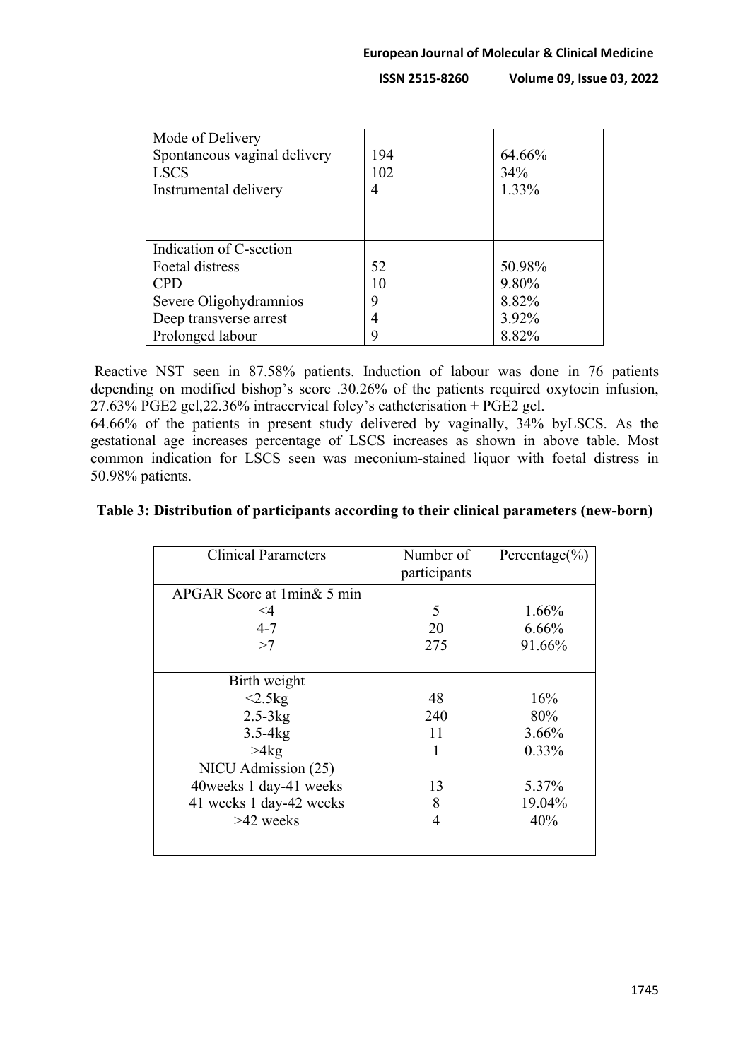| | | |
|---|---|---|
| Mode of Delivery | | |
| Spontaneous vaginal delivery | 194 | 64.66% |
| LSCS | 102 | 34% |
| Instrumental delivery | 4 | 1.33% |
| Indication of C-section | | |
| Foetal distress | 52 | 50.98% |
| CPD | 10 | 9.80% |
| Severe Oligohydramnios | 9 | 8.82% |
| Deep transverse arrest | 4 | 3.92% |
| Prolonged labour | 9 | 8.82% |

Reactive NST seen in 87.58% patients. Induction of labour was done in 76 patients depending on modified bishop's score .30.26% of the patients required oxytocin infusion, 27.63% PGE2 gel,22.36% intracervical foley's catheterisation + PGE2 gel.

64.66% of the patients in present study delivered by vaginally, 34% byLSCS. As the gestational age increases percentage of LSCS increases as shown in above table. Most common indication for LSCS seen was meconium-stained liquor with foetal distress in 50.98% patients.

**Table 3: Distribution of participants according to their clinical parameters (new-born)**

| Clinical Parameters | Number of participants | Percentage(%) |
|---|---|---|
| APGAR Score at 1min& 5 min | | |
| <4 | 5 | 1.66% |
| 4-7 | 20 | 6.66% |
| >7 | 275 | 91.66% |
| Birth weight | | |
| <2.5kg | 48 | 16% |
| 2.5-3kg | 240 | 80% |
| 3.5-4kg | 11 | 3.66% |
| >4kg | 1 | 0.33% |
| NICU Admission (25) | | |
| 40weeks 1 day-41 weeks | 13 | 5.37% |
| 41 weeks 1 day-42 weeks | 8 | 19.04% |
| >42 weeks | 4 | 40% |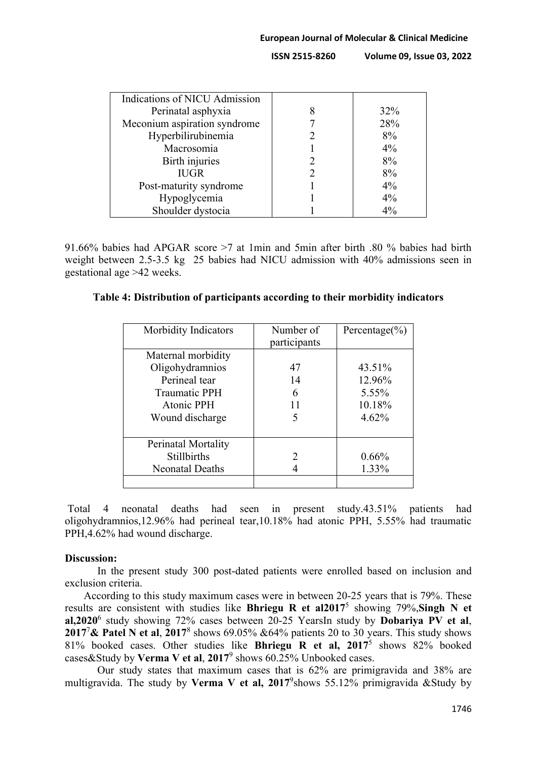| Indications of NICU Admission | | |
|---|---|---|
| Perinatal asphyxia | 8 | 32% |
| Meconium aspiration syndrome | 7 | 28% |
| Hyperbilirubinemia | 2 | 8% |
| Macrosomia | 1 | 4% |
| Birth injuries | 2 | 8% |
| IUGR | 2 | 8% |
| Post-maturity syndrome | 1 | 4% |
| Hypoglycemia | 1 | 4% |
| Shoulder dystocia | 1 | 4% |

91.66% babies had APGAR score >7 at 1min and 5min after birth .80 % babies had birth weight between 2.5-3.5 kg 25 babies had NICU admission with 40% admissions seen in gestational age >42 weeks.

**Table 4: Distribution of participants according to their morbidity indicators**

| Morbidity Indicators | Number of participants | Percentage(%) |
|---|---|---|
| Maternal morbidity | | |
| Oligohydramnios | 47 | 43.51% |
| Perineal tear | 14 | 12.96% |
| Traumatic PPH | 6 | 5.55% |
| Atonic PPH | 11 | 10.18% |
| Wound discharge | 5 | 4.62% |
| Perinatal Mortality | | |
| Stillbirths | 2 | 0.66% |
| Neonatal Deaths | 4 | 1.33% |
| | | |

Total 4 neonatal deaths had seen in present study.43.51% patients had oligohydramnios,12.96% had perineal tear,10.18% had atonic PPH, 5.55% had traumatic PPH,4.62% had wound discharge.

**Discussion:**

In the present study 300 post-dated patients were enrolled based on inclusion and exclusion criteria.

According to this study maximum cases were in between 20-25 years that is 79%. These results are consistent with studies like **Bhriegu R et al2017**[5] showing 79%,**Singh N et al,2020**[6] study showing 72% cases between 20-25 YearsIn study by **Dobariya PV et al**, **2017**[7]**& Patel N et al**, **2017**[8] shows 69.05% &64% patients 20 to 30 years. This study shows 81% booked cases. Other studies like **Bhriegu R et al, 2017**[5] shows 82% booked cases&Study by **Verma V et al**, **2017**[9] shows 60.25% Unbooked cases.

Our study states that maximum cases that is 62% are primigravida and 38% are multigravida. The study by **Verma V et al, 2017**[9]shows 55.12% primigravida &Study by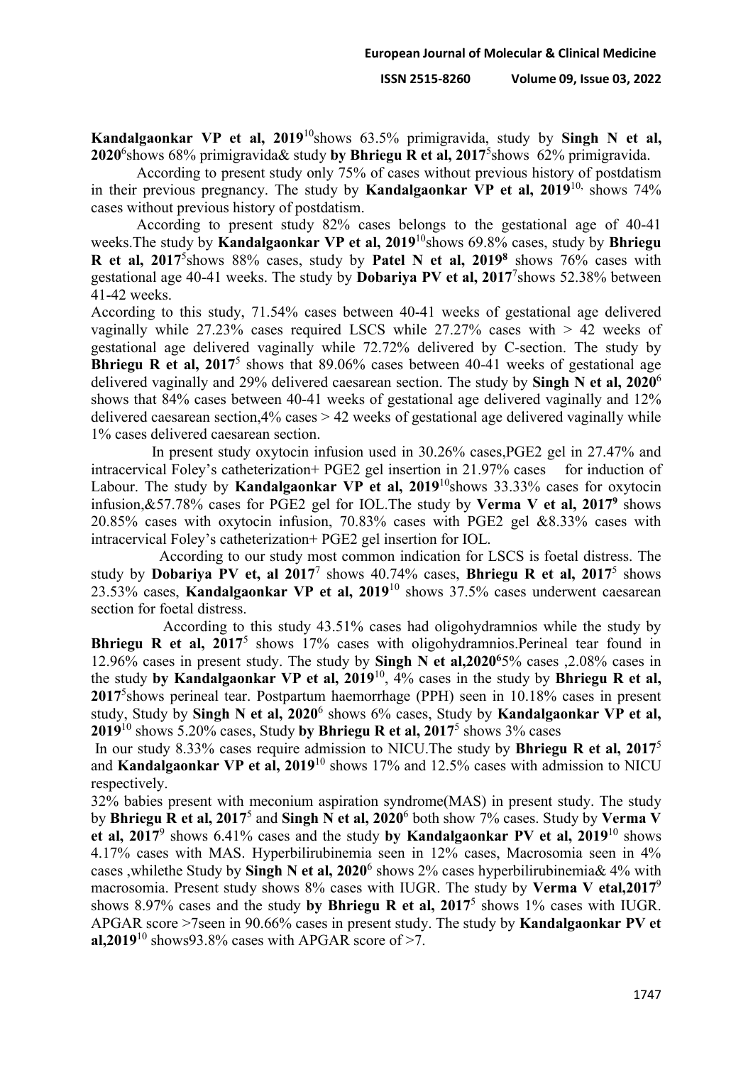**Kandalgaonkar VP et al, 2019**[10]shows 63.5% primigravida, study by **Singh N et al, 2020**[6]shows 68% primigravida& study **by Bhriegu R et al, 2017**[5]shows 62% primigravida.

According to present study only 75% of cases without previous history of postdatism in their previous pregnancy. The study by **Kandalgaonkar VP et al, 2019**[10], shows 74% cases without previous history of postdatism.

According to present study 82% cases belongs to the gestational age of 40-41 weeks.The study by **Kandalgaonkar VP et al, 2019**[10]shows 69.8% cases, study by **Bhriegu R et al, 2017**[5]shows 88% cases, study by **Patel N et al, 2019**[8] shows 76% cases with gestational age 40-41 weeks. The study by **Dobariya PV et al, 2017**[7]shows 52.38% between 41-42 weeks.

According to this study, 71.54% cases between 40-41 weeks of gestational age delivered vaginally while 27.23% cases required LSCS while 27.27% cases with > 42 weeks of gestational age delivered vaginally while 72.72% delivered by C-section. The study by **Bhriegu R et al, 2017**[5] shows that 89.06% cases between 40-41 weeks of gestational age delivered vaginally and 29% delivered caesarean section. The study by **Singh N et al, 2020**[6] shows that 84% cases between 40-41 weeks of gestational age delivered vaginally and 12% delivered caesarean section,4% cases > 42 weeks of gestational age delivered vaginally while 1% cases delivered caesarean section.

In present study oxytocin infusion used in 30.26% cases,PGE2 gel in 27.47% and intracervical Foley's catheterization+ PGE2 gel insertion in 21.97% cases for induction of Labour. The study by **Kandalgaonkar VP et al, 2019**[10]shows 33.33% cases for oxytocin infusion,&57.78% cases for PGE2 gel for IOL.The study by **Verma V et al, 2017**[9] shows 20.85% cases with oxytocin infusion, 70.83% cases with PGE2 gel &8.33% cases with intracervical Foley's catheterization+ PGE2 gel insertion for IOL.

According to our study most common indication for LSCS is foetal distress. The study by **Dobariya PV et, al 2017**[7] shows 40.74% cases, **Bhriegu R et al, 2017**[5] shows 23.53% cases, **Kandalgaonkar VP et al, 2019**[10] shows 37.5% cases underwent caesarean section for foetal distress.

According to this study 43.51% cases had oligohydramnios while the study by **Bhriegu R et al, 2017**[5] shows 17% cases with oligohydramnios.Perineal tear found in 12.96% cases in present study. The study by **Singh N et al,2020**[6]5% cases ,2.08% cases in the study **by Kandalgaonkar VP et al, 2019**[10], 4% cases in the study by **Bhriegu R et al, 2017**[5]shows perineal tear. Postpartum haemorrhage (PPH) seen in 10.18% cases in present study, Study by **Singh N et al, 2020**[6] shows 6% cases, Study by **Kandalgaonkar VP et al, 2019**[10] shows 5.20% cases, Study **by Bhriegu R et al, 2017**[5] shows 3% cases

In our study 8.33% cases require admission to NICU.The study by **Bhriegu R et al, 2017**[5] and **Kandalgaonkar VP et al, 2019**[10] shows 17% and 12.5% cases with admission to NICU respectively.

32% babies present with meconium aspiration syndrome(MAS) in present study. The study by **Bhriegu R et al, 2017**[5] and **Singh N et al, 2020**[6] both show 7% cases. Study by **Verma V et al, 2017**[9] shows 6.41% cases and the study **by Kandalgaonkar PV et al, 2019**[10] shows 4.17% cases with MAS. Hyperbilirubinemia seen in 12% cases, Macrosomia seen in 4% cases ,whilethe Study by **Singh N et al, 2020**[6] shows 2% cases hyperbilirubinemia& 4% with macrosomia. Present study shows 8% cases with IUGR. The study by **Verma V etal,2017**[9] shows 8.97% cases and the study **by Bhriegu R et al, 2017**[5] shows 1% cases with IUGR. APGAR score >7seen in 90.66% cases in present study. The study by **Kandalgaonkar PV et al,2019**[10] shows93.8% cases with APGAR score of >7.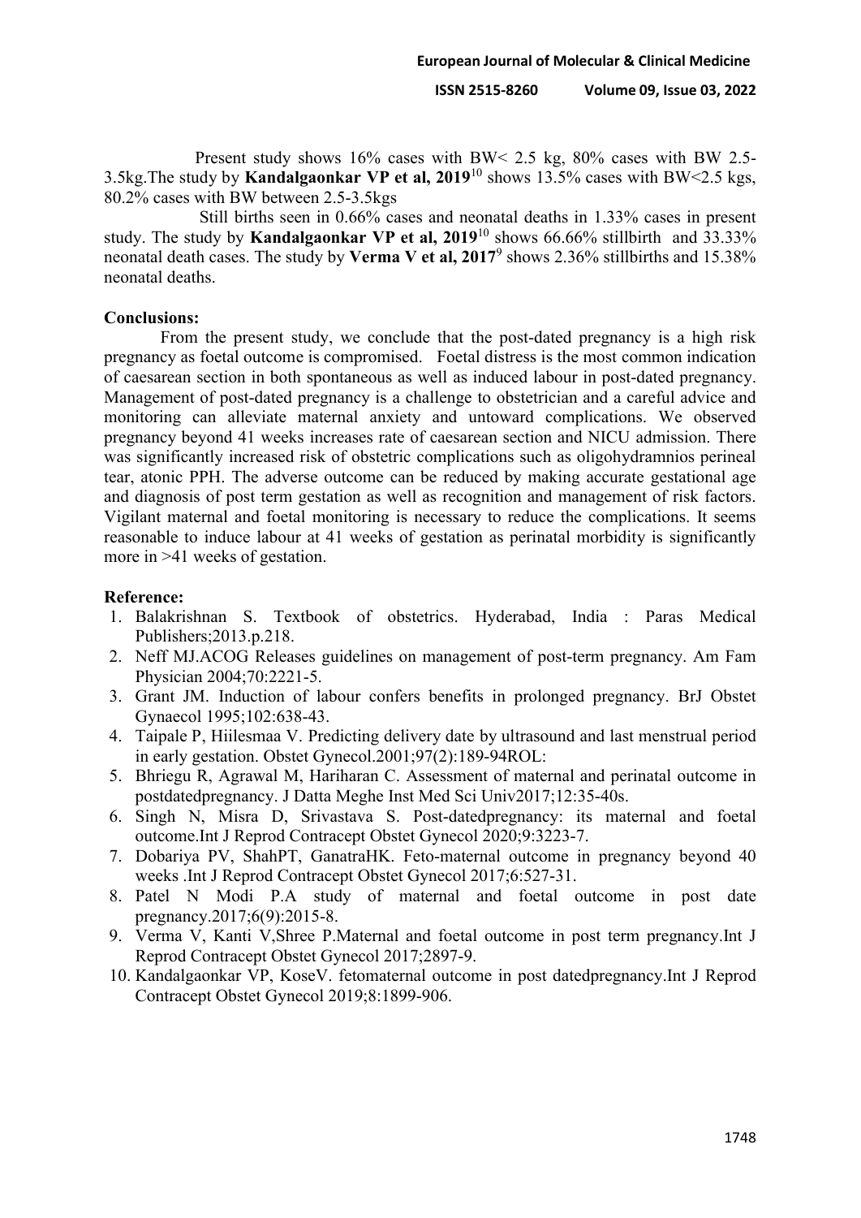Present study shows 16% cases with BW< 2.5 kg, 80% cases with BW 2.5-3.5kg.The study by **Kandalgaonkar VP et al, 2019**[10] shows 13.5% cases with BW<2.5 kgs, 80.2% cases with BW between 2.5-3.5kgs

Still births seen in 0.66% cases and neonatal deaths in 1.33% cases in present study. The study by **Kandalgaonkar VP et al, 2019**[10] shows 66.66% stillbirth and 33.33% neonatal death cases. The study by **Verma V et al, 2017**[9] shows 2.36% stillbirths and 15.38% neonatal deaths.

## Conclusions:

From the present study, we conclude that the post-dated pregnancy is a high risk pregnancy as foetal outcome is compromised. Foetal distress is the most common indication of caesarean section in both spontaneous as well as induced labour in post-dated pregnancy. Management of post-dated pregnancy is a challenge to obstetrician and a careful advice and monitoring can alleviate maternal anxiety and untoward complications. We observed pregnancy beyond 41 weeks increases rate of caesarean section and NICU admission. There was significantly increased risk of obstetric complications such as oligohydramnios perineal tear, atonic PPH. The adverse outcome can be reduced by making accurate gestational age and diagnosis of post term gestation as well as recognition and management of risk factors. Vigilant maternal and foetal monitoring is necessary to reduce the complications. It seems reasonable to induce labour at 41 weeks of gestation as perinatal morbidity is significantly more in >41 weeks of gestation.

## Reference:

1. Balakrishnan S. Textbook of obstetrics. Hyderabad, India : Paras Medical Publishers;2013.p.218.
2. Neff MJ.ACOG Releases guidelines on management of post-term pregnancy. Am Fam Physician 2004;70:2221-5.
3. Grant JM. Induction of labour confers benefits in prolonged pregnancy. BrJ Obstet Gynaecol 1995;102:638-43.
4. Taipale P, Hiilesmaa V. Predicting delivery date by ultrasound and last menstrual period in early gestation. Obstet Gynecol.2001;97(2):189-94ROL:
5. Bhriegu R, Agrawal M, Hariharan C. Assessment of maternal and perinatal outcome in postdatedpregnancy. J Datta Meghe Inst Med Sci Univ2017;12:35-40s.
6. Singh N, Misra D, Srivastava S. Post-datedpregnancy: its maternal and foetal outcome.Int J Reprod Contracept Obstet Gynecol 2020;9:3223-7.
7. Dobariya PV, ShahPT, GanatraHK. Feto-maternal outcome in pregnancy beyond 40 weeks .Int J Reprod Contracept Obstet Gynecol 2017;6:527-31.
8. Patel N Modi P.A study of maternal and foetal outcome in post date pregnancy.2017;6(9):2015-8.
9. Verma V, Kanti V,Shree P.Maternal and foetal outcome in post term pregnancy.Int J Reprod Contracept Obstet Gynecol 2017;2897-9.
10. Kandalgaonkar VP, KoseV. fetomaternal outcome in post datedpregnancy.Int J Reprod Contracept Obstet Gynecol 2019;8:1899-906.